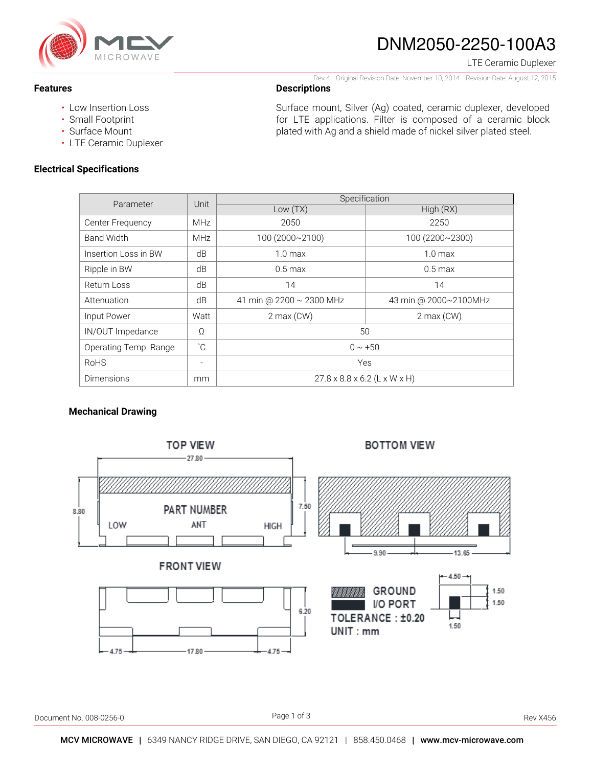# DNM2050-2250-100A3

LTE Ceramic Duplexer

Rev 4 –Original Revision Date: November 10, 2014 –Revision Date: August 12, 2015

## Features

- Low Insertion Loss
- Small Footprint
- Surface Mount
- LTE Ceramic Duplexer

## Descriptions

Surface mount, Silver (Ag) coated, ceramic duplexer, developed for LTE applications. Filter is composed of a ceramic block plated with Ag and a shield made of nickel silver plated steel.

## Electrical Specifications

| Parameter | Unit | Specification | |
|---|---|---|---|
| | | Low (TX) | High (RX) |
| Center Frequency | MHz | 2050 | 2250 |
| Band Width | MHz | 100 (2000~2100) | 100 (2200~2300) |
| Insertion Loss in BW | dB | 1.0 max | 1.0 max |
| Ripple in BW | dB | 0.5 max | 0.5 max |
| Return Loss | dB | 14 | 14 |
| Attenuation | dB | 41 min @ 2200 ~ 2300 MHz | 43 min @ 2000~2100MHz |
| Input Power | Watt | 2 max (CW) | 2 max (CW) |
| IN/OUT Impedance | Ω | 50 | |
| Operating Temp. Range | ˚C | 0 ~ +50 | |
| RoHS | - | Yes | |
| Dimensions | mm | 27.8 x 8.8 x 6.2 (L x W x H) | |

## Mechanical Drawing

TOP VIEW: 27.80; 8.80; 7.50; PART NUMBER; LOW; ANT; HIGH

BOTTOM VIEW: 9.90; 13.65

FRONT VIEW: 6.20; 4.75; 17.80; 4.75

GROUND

I/O PORT

TOLERANCE : ±0.20

UNIT : mm

4.50; 1.50; 1.50; 1.50

Document No. 008-0256-0

Rev X456

MCV MICROWAVE | 6349 NANCY RIDGE DRIVE, SAN DIEGO, CA 92121 | 858.450.0468 | www.mcv-microwave.com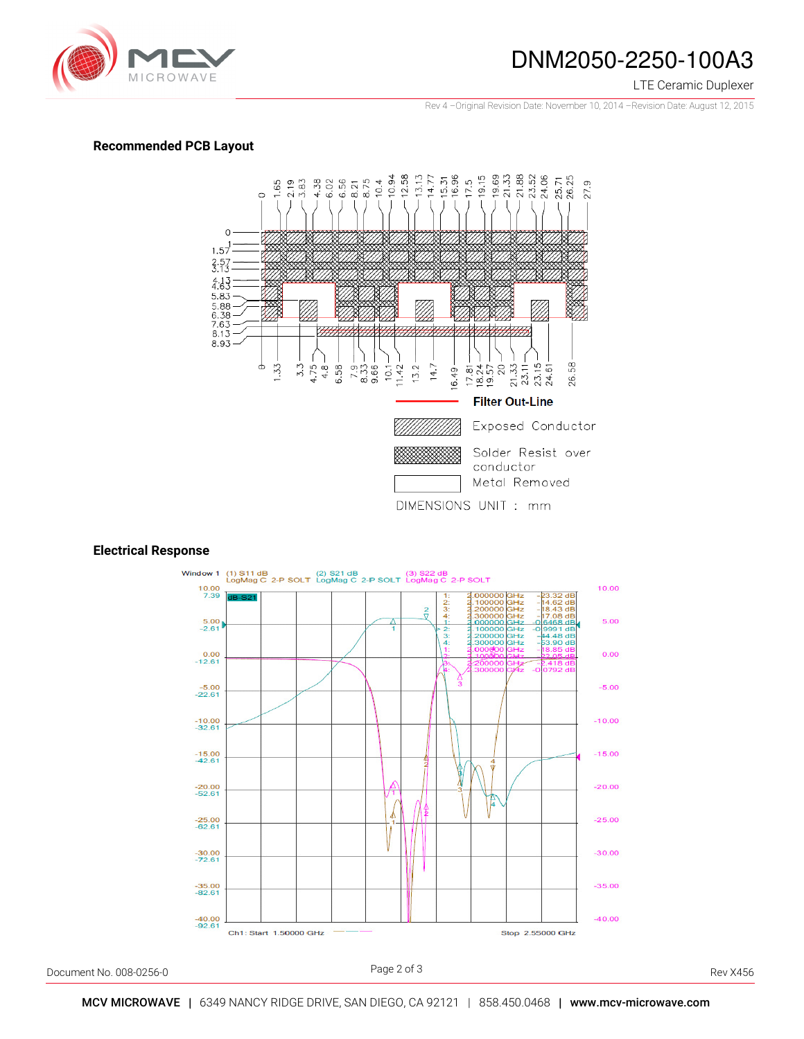## Recommended PCB Layout

Filter Out-Line

Exposed Conductor

Solder Resist over conductor

Metal Removed

DIMENSIONS UNIT : mm

## Electrical Response

Window 1 (1) S11 dB LogMag C 2-P SOLT (2) S21 dB LogMag C 2-P SOLT (3) S22 dB LogMag C 2-P SOLT

| Marker | Frequency | Value |
|---|---|---|
| 1: | 2.000000 GHz | -23.32 dB |
| 2: | 2.100000 GHz | -14.62 dB |
| 3: | 2.200000 GHz | -18.43 dB |
| 4: | 2.300000 GHz | -17.08 dB |
| 1: | 2.000000 GHz | -0.6468 dB |
| 2: | 2.100000 GHz | -0.9991 dB |
| 3: | 2.200000 GHz | -44.48 dB |
| 4: | 2.300000 GHz | -53.90 dB |
| 1: | 2.000000 GHz | -18.85 dB |
| 2: | 2.100000 GHz | -22.05 dB |
| 3: | 2.200000 GHz | -2.418 dB |
| 4: | 2.300000 GHz | -0.0792 dB |

Ch1: Start 1.50000 GHz Stop 2.55000 GHz

Document No. 008-0256-0

Rev X456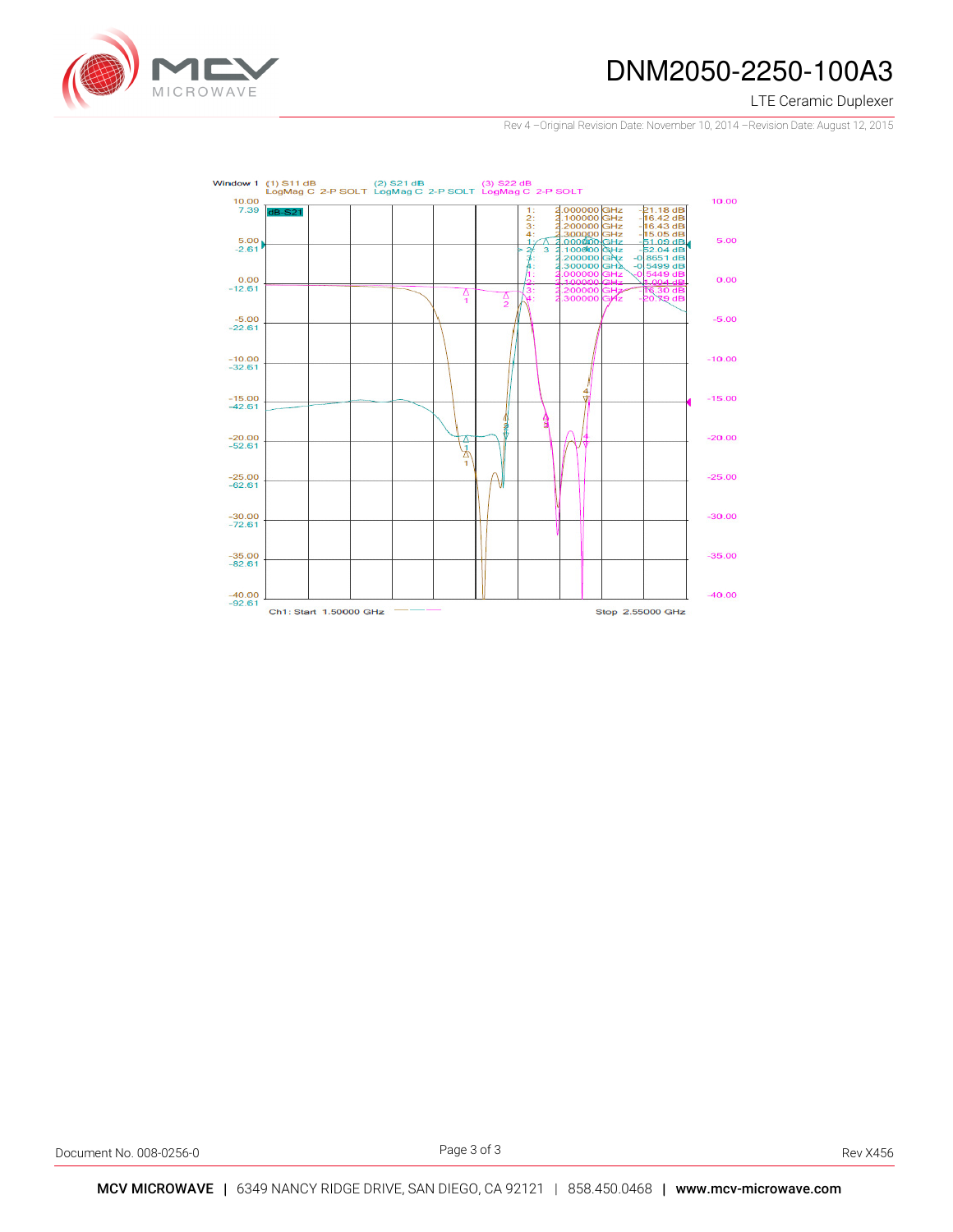# DNM2050-2250-100A3

LTE Ceramic Duplexer

Rev 4 –Original Revision Date: November 10, 2014 –Revision Date: August 12, 2015

Window 1

(1) S11 dB LogMag C 2-P SOLT

(2) S21 dB LogMag C 2-P SOLT

(3) S22 dB LogMag C 2-P SOLT

dB-S21

1: 2.000000 GHz -21.18 dB
2: 2.100000 GHz -16.42 dB
3: 2.200000 GHz -16.43 dB
4: 2.300000 GHz -15.05 dB
1: 2.000000 GHz -51.09 dB
2: 2.100000 GHz -52.04 dB
3: 2.200000 GHz -0.8651 dB
4: 2.300000 GHz -0.5499 dB
1: 2.000000 GHz -0.5449 dB
2: 2.100000 GHz -1.004 dB
3: 2.200000 GHz -16.30 dB
4: 2.300000 GHz -20.79 dB

10.00 / 7.39
5.00 / -2.61
0.00 / -12.61
-5.00 / -22.61
-10.00 / -32.61
-15.00 / -42.61
-20.00 / -52.61
-25.00 / -62.61
-30.00 / -72.61
-35.00 / -82.61
-40.00 / -92.61

10.00
5.00
0.00
-5.00
-10.00
-15.00
-20.00
-25.00
-30.00
-35.00
-40.00

Ch1: Start 1.50000 GHz

Stop 2.55000 GHz

Document No. 008-0256-0

Rev X456

**MCV MICROWAVE** | 6349 NANCY RIDGE DRIVE, SAN DIEGO, CA 92121 | 858.450.0468 | **www.mcv-microwave.com**